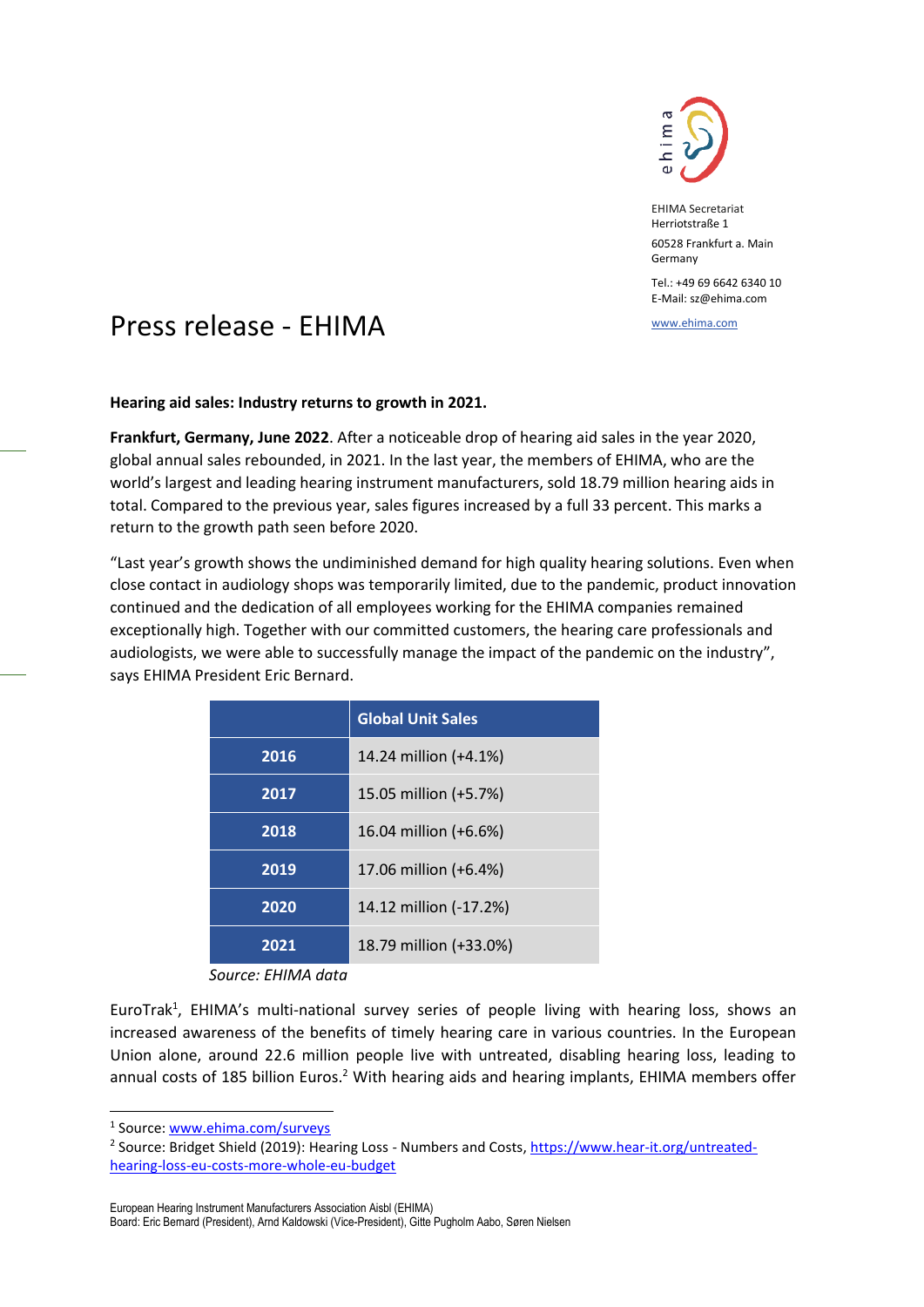EHIMA Secretariat
Herriotstraße 1

60528 Frankfurt a. Main
Germany

Tel.: +49 69 6642 6340 10
E-Mail: sz@ehima.com

www.ehima.com

# Press release - EHIMA

**Hearing aid sales: Industry returns to growth in 2021.**

**Frankfurt, Germany, June 2022**. After a noticeable drop of hearing aid sales in the year 2020, global annual sales rebounded, in 2021. In the last year, the members of EHIMA, who are the world's largest and leading hearing instrument manufacturers, sold 18.79 million hearing aids in total. Compared to the previous year, sales figures increased by a full 33 percent. This marks a return to the growth path seen before 2020.

"Last year's growth shows the undiminished demand for high quality hearing solutions. Even when close contact in audiology shops was temporarily limited, due to the pandemic, product innovation continued and the dedication of all employees working for the EHIMA companies remained exceptionally high. Together with our committed customers, the hearing care professionals and audiologists, we were able to successfully manage the impact of the pandemic on the industry", says EHIMA President Eric Bernard.

| | Global Unit Sales |
|---|---|
| 2016 | 14.24 million (+4.1%) |
| 2017 | 15.05 million (+5.7%) |
| 2018 | 16.04 million (+6.6%) |
| 2019 | 17.06 million (+6.4%) |
| 2020 | 14.12 million (-17.2%) |
| 2021 | 18.79 million (+33.0%) |

*Source: EHIMA data*

EuroTrak[1], EHIMA's multi-national survey series of people living with hearing loss, shows an increased awareness of the benefits of timely hearing care in various countries. In the European Union alone, around 22.6 million people live with untreated, disabling hearing loss, leading to annual costs of 185 billion Euros.[2] With hearing aids and hearing implants, EHIMA members offer

[1] Source: www.ehima.com/surveys

[2] Source: Bridget Shield (2019): Hearing Loss - Numbers and Costs, https://www.hear-it.org/untreated-hearing-loss-eu-costs-more-whole-eu-budget

European Hearing Instrument Manufacturers Association Aisbl (EHIMA)
Board: Eric Bernard (President), Arnd Kaldowski (Vice-President), Gitte Pugholm Aabo, Søren Nielsen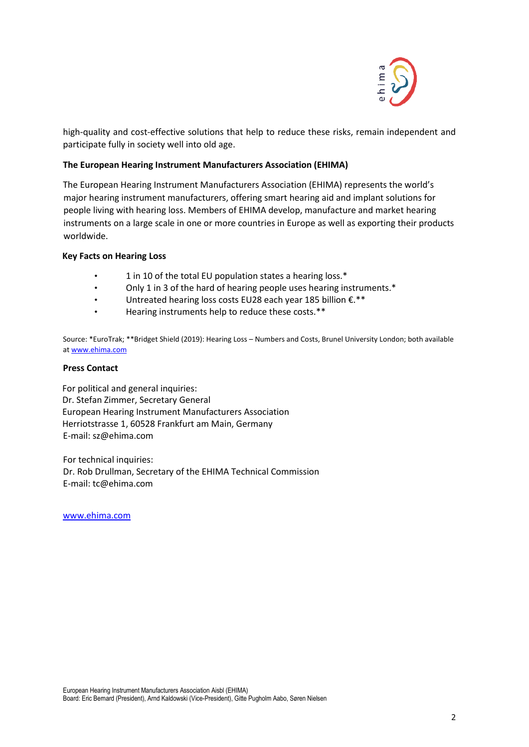high-quality and cost-effective solutions that help to reduce these risks, remain independent and participate fully in society well into old age.

**The European Hearing Instrument Manufacturers Association (EHIMA)**

The European Hearing Instrument Manufacturers Association (EHIMA) represents the world's major hearing instrument manufacturers, offering smart hearing aid and implant solutions for people living with hearing loss. Members of EHIMA develop, manufacture and market hearing instruments on a large scale in one or more countries in Europe as well as exporting their products worldwide.

**Key Facts on Hearing Loss**

- 1 in 10 of the total EU population states a hearing loss.*
- Only 1 in 3 of the hard of hearing people uses hearing instruments.*
- Untreated hearing loss costs EU28 each year 185 billion €.**
- Hearing instruments help to reduce these costs.**

Source: *EuroTrak; **Bridget Shield (2019): Hearing Loss – Numbers and Costs, Brunel University London; both available at www.ehima.com

**Press Contact**

For political and general inquiries:
Dr. Stefan Zimmer, Secretary General
European Hearing Instrument Manufacturers Association
Herriotstrasse 1, 60528 Frankfurt am Main, Germany
E-mail: sz@ehima.com

For technical inquiries:
Dr. Rob Drullman, Secretary of the EHIMA Technical Commission
E-mail: tc@ehima.com

www.ehima.com

European Hearing Instrument Manufacturers Association Aisbl (EHIMA)
Board: Eric Bernard (President), Arnd Kaldowski (Vice-President), Gitte Pugholm Aabo, Søren Nielsen